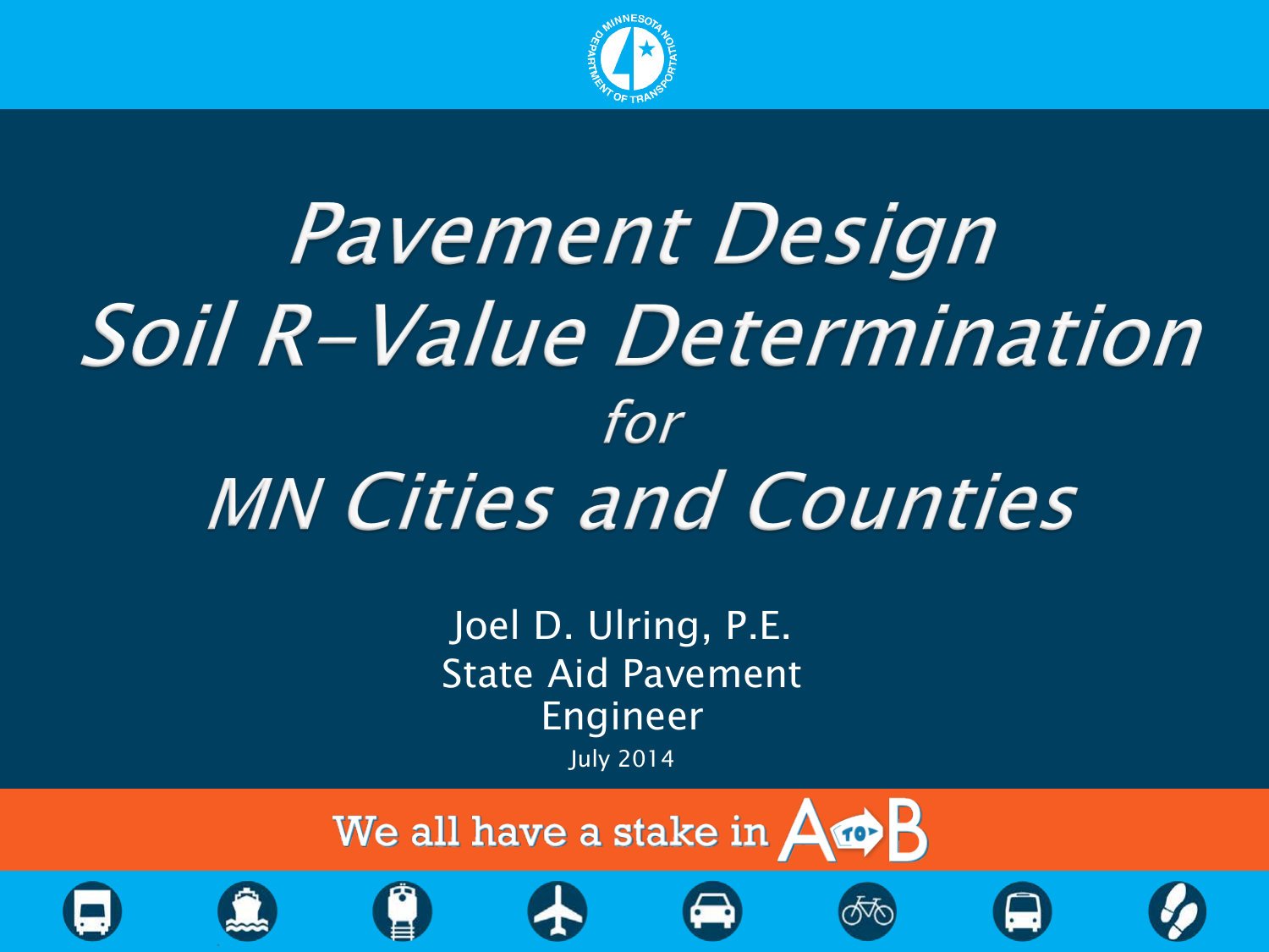# *Pavement Design*
# *Soil R-Value Determination*
## *for*
# *MN Cities and Counties*

Joel D. Ulring, P.E.
State Aid Pavement Engineer
July 2014

We all have a stake in A to B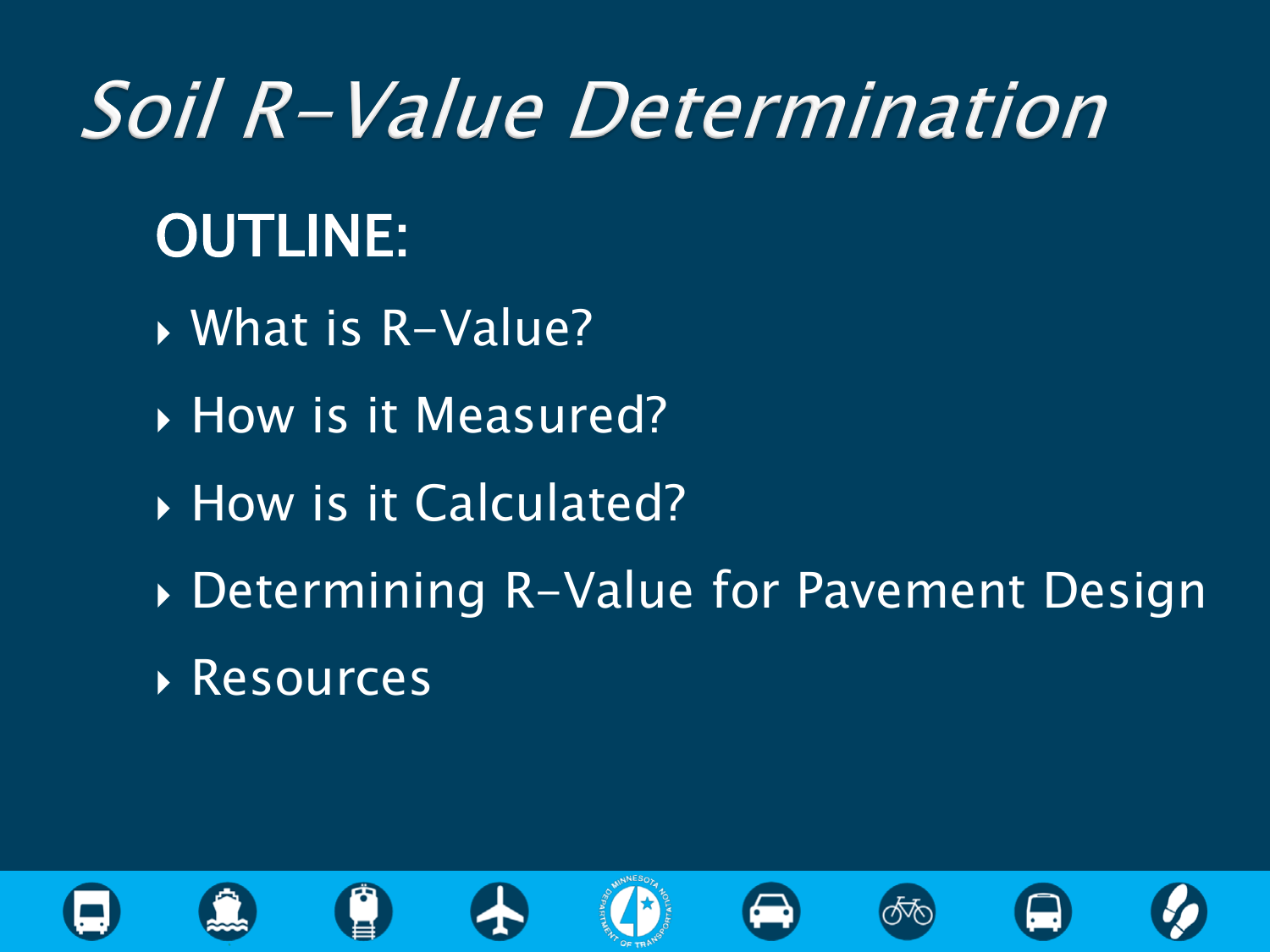# Soil R-Value Determination

## OUTLINE:

- What is R-Value?
- How is it Measured?
- How is it Calculated?
- Determining R-Value for Pavement Design
- Resources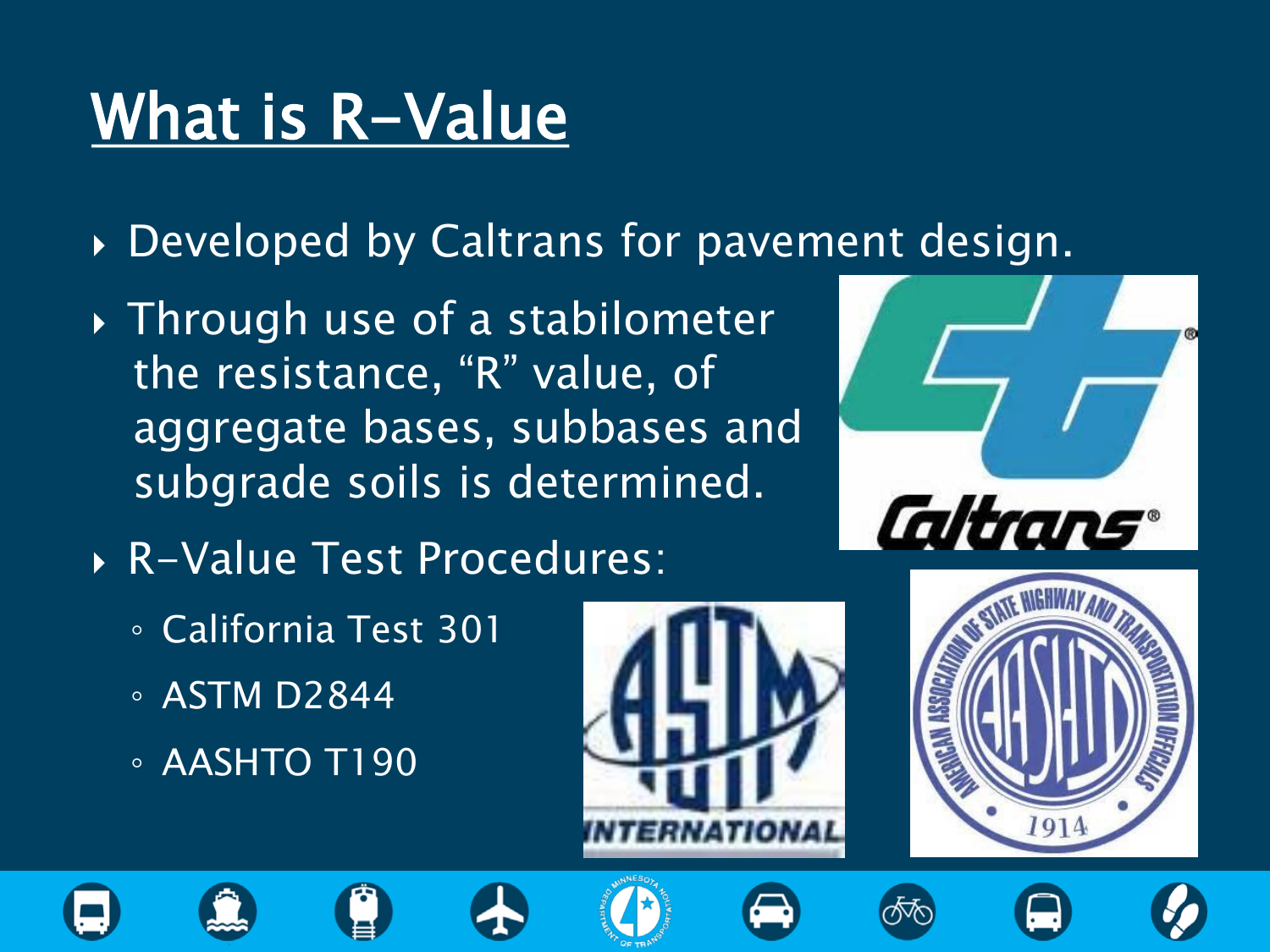# What is R-Value

- Developed by Caltrans for pavement design.
- Through use of a stabilometer the resistance, "R" value, of aggregate bases, subbases and subgrade soils is determined.
- R-Value Test Procedures:
  - California Test 301
  - ASTM D2844
  - AASHTO T190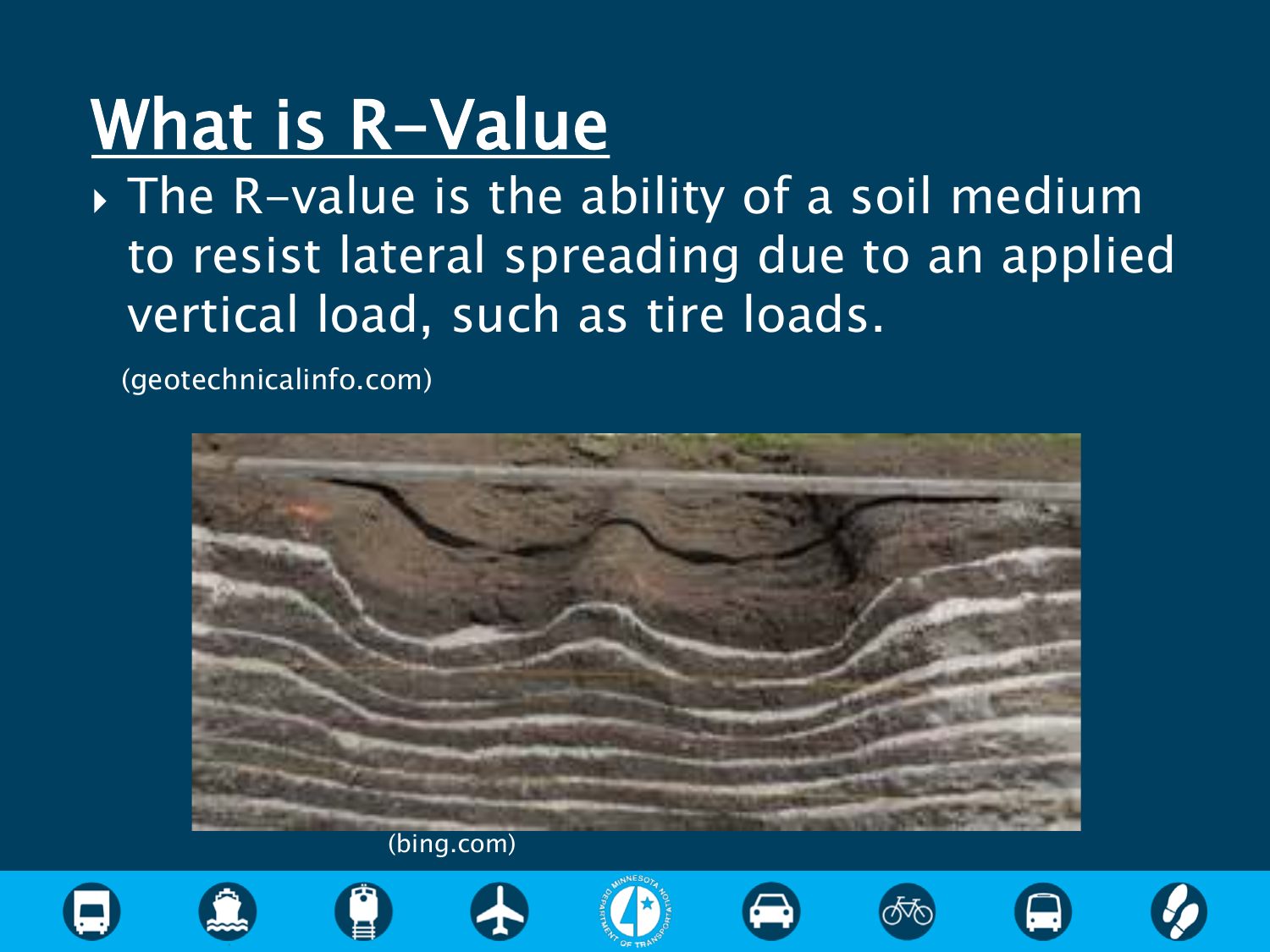# What is R-Value

- The R-value is the ability of a soil medium to resist lateral spreading due to an applied vertical load, such as tire loads.

(geotechnicalinfo.com)

(bing.com)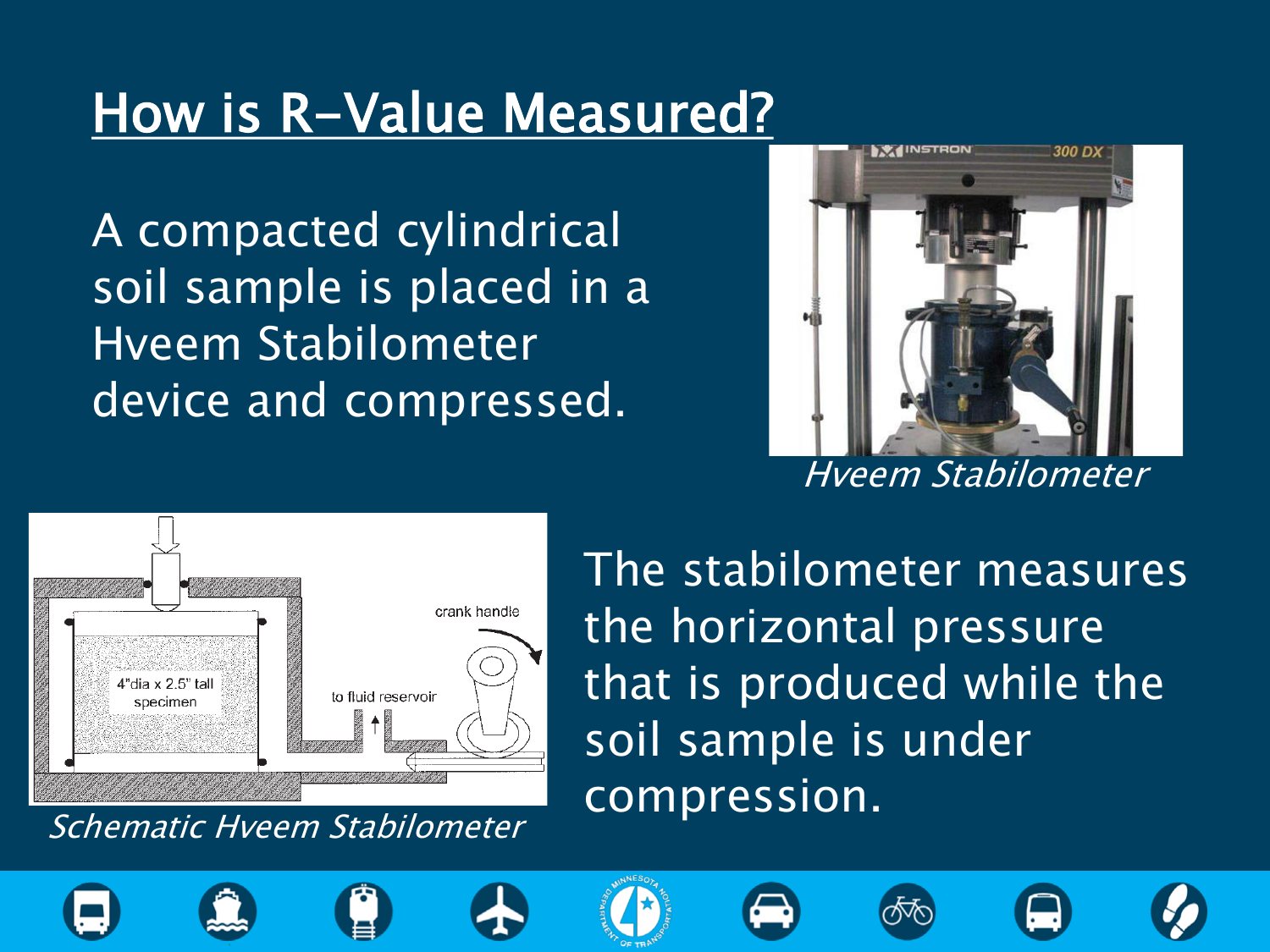# How is R-Value Measured?

A compacted cylindrical soil sample is placed in a Hveem Stabilometer device and compressed.

*Hveem Stabilometer*

*Schematic Hveem Stabilometer*

The stabilometer measures the horizontal pressure that is produced while the soil sample is under compression.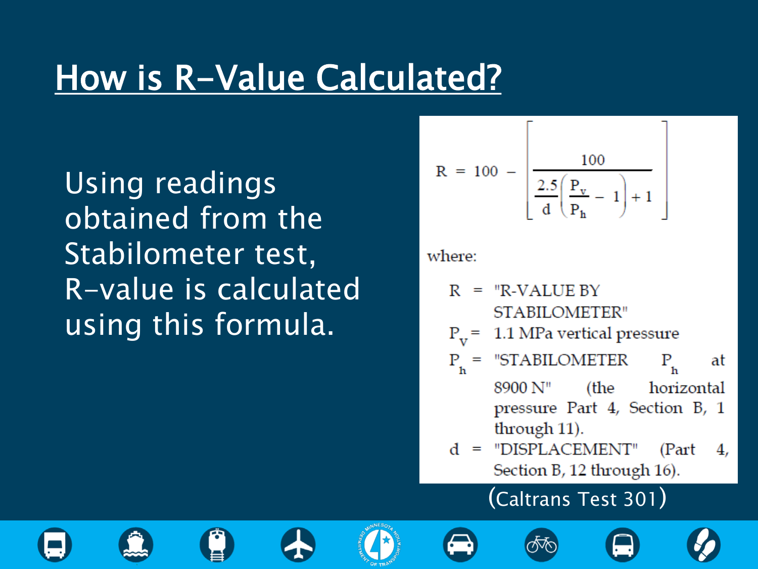# How is R-Value Calculated?

Using readings obtained from the Stabilometer test, R-value is calculated using this formula.

$$R = 100 - \left[ \frac{100}{\frac{2.5}{d}\left(\frac{P_v}{P_h} - 1\right) + 1} \right]$$

where:

- $R$ = "R-VALUE BY STABILOMETER"
- $P_V$ = 1.1 MPa vertical pressure
- $P_h$ = "STABILOMETER $P_h$ at 8900 N" (the horizontal pressure Part 4, Section B, 1 through 11).
- $d$ = "DISPLACEMENT" (Part 4, Section B, 12 through 16).

(Caltrans Test 301)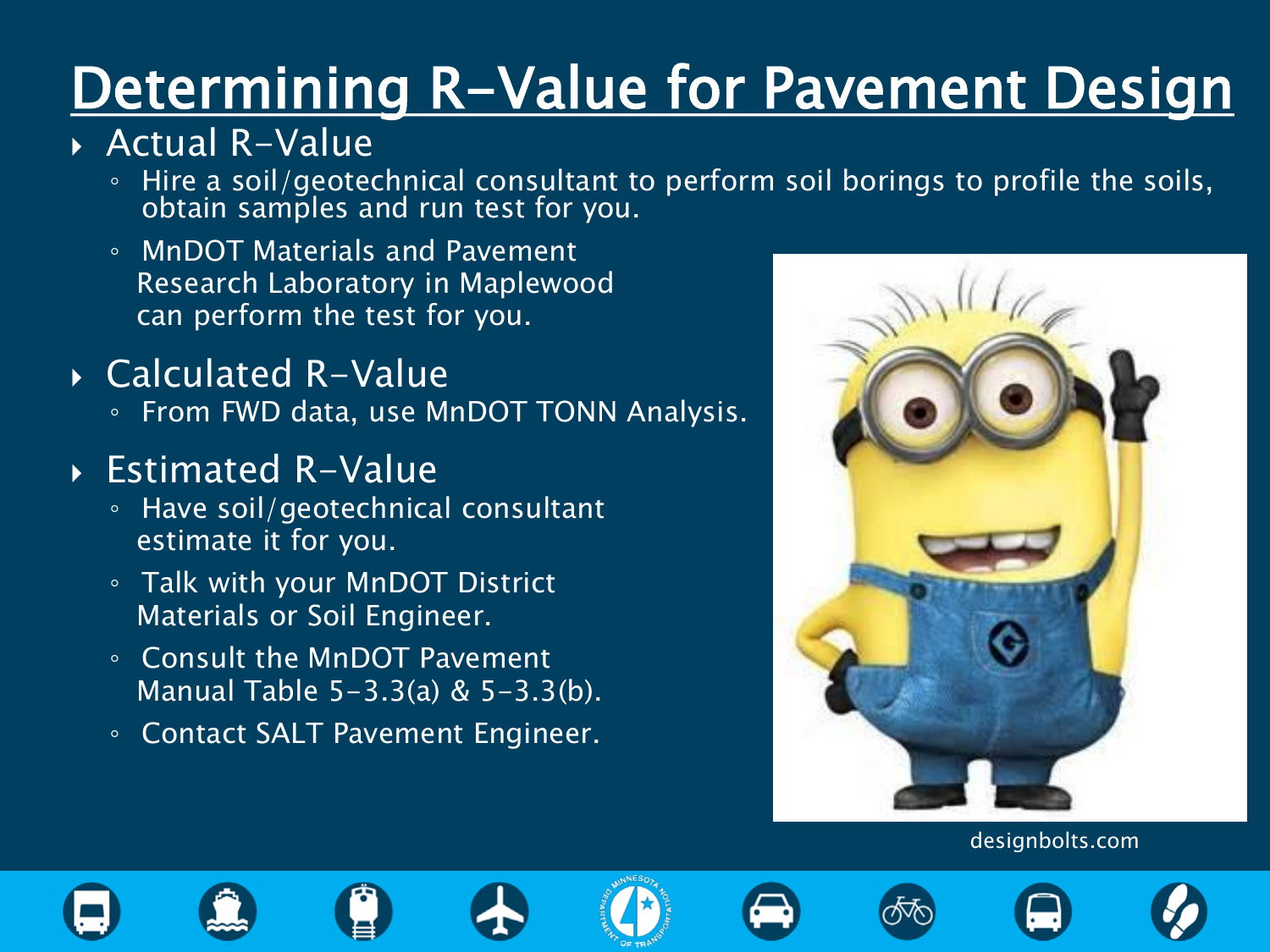# Determining R-Value for Pavement Design

- Actual R-Value
  - Hire a soil/geotechnical consultant to perform soil borings to profile the soils, obtain samples and run test for you.
  - MnDOT Materials and Pavement Research Laboratory in Maplewood can perform the test for you.
- Calculated R-Value
  - From FWD data, use MnDOT TONN Analysis.
- Estimated R-Value
  - Have soil/geotechnical consultant estimate it for you.
  - Talk with your MnDOT District Materials or Soil Engineer.
  - Consult the MnDOT Pavement Manual Table 5-3.3(a) & 5-3.3(b).
  - Contact SALT Pavement Engineer.

designbolts.com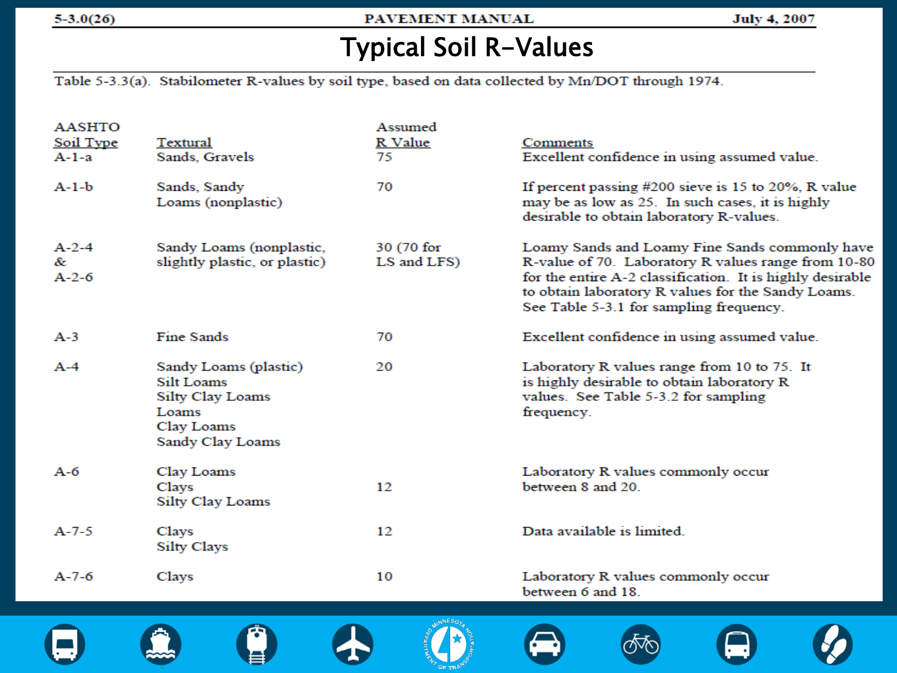# Typical Soil R-Values

Table 5-3.3(a). Stabilometer R-values by soil type, based on data collected by Mn/DOT through 1974.

| AASHTO Soil Type | Textural | Assumed R Value | Comments |
|---|---|---|---|
| A-1-a | Sands, Gravels | 75 | Excellent confidence in using assumed value. |
| A-1-b | Sands, Sandy Loams (nonplastic) | 70 | If percent passing #200 sieve is 15 to 20%, R value may be as low as 25. In such cases, it is highly desirable to obtain laboratory R-values. |
| A-2-4 & A-2-6 | Sandy Loams (nonplastic, slightly plastic, or plastic) | 30 (70 for LS and LFS) | Loamy Sands and Loamy Fine Sands commonly have R-value of 70. Laboratory R values range from 10-80 for the entire A-2 classification. It is highly desirable to obtain laboratory R values for the Sandy Loams. See Table 5-3.1 for sampling frequency. |
| A-3 | Fine Sands | 70 | Excellent confidence in using assumed value. |
| A-4 | Sandy Loams (plastic)<br>Silt Loams<br>Silty Clay Loams<br>Loams<br>Clay Loams<br>Sandy Clay Loams | 20 | Laboratory R values range from 10 to 75. It is highly desirable to obtain laboratory R values. See Table 5-3.2 for sampling frequency. |
| A-6 | Clay Loams<br>Clays<br>Silty Clay Loams | 12 | Laboratory R values commonly occur between 8 and 20. |
| A-7-5 | Clays<br>Silty Clays | 12 | Data available is limited. |
| A-7-6 | Clays | 10 | Laboratory R values commonly occur between 6 and 18. |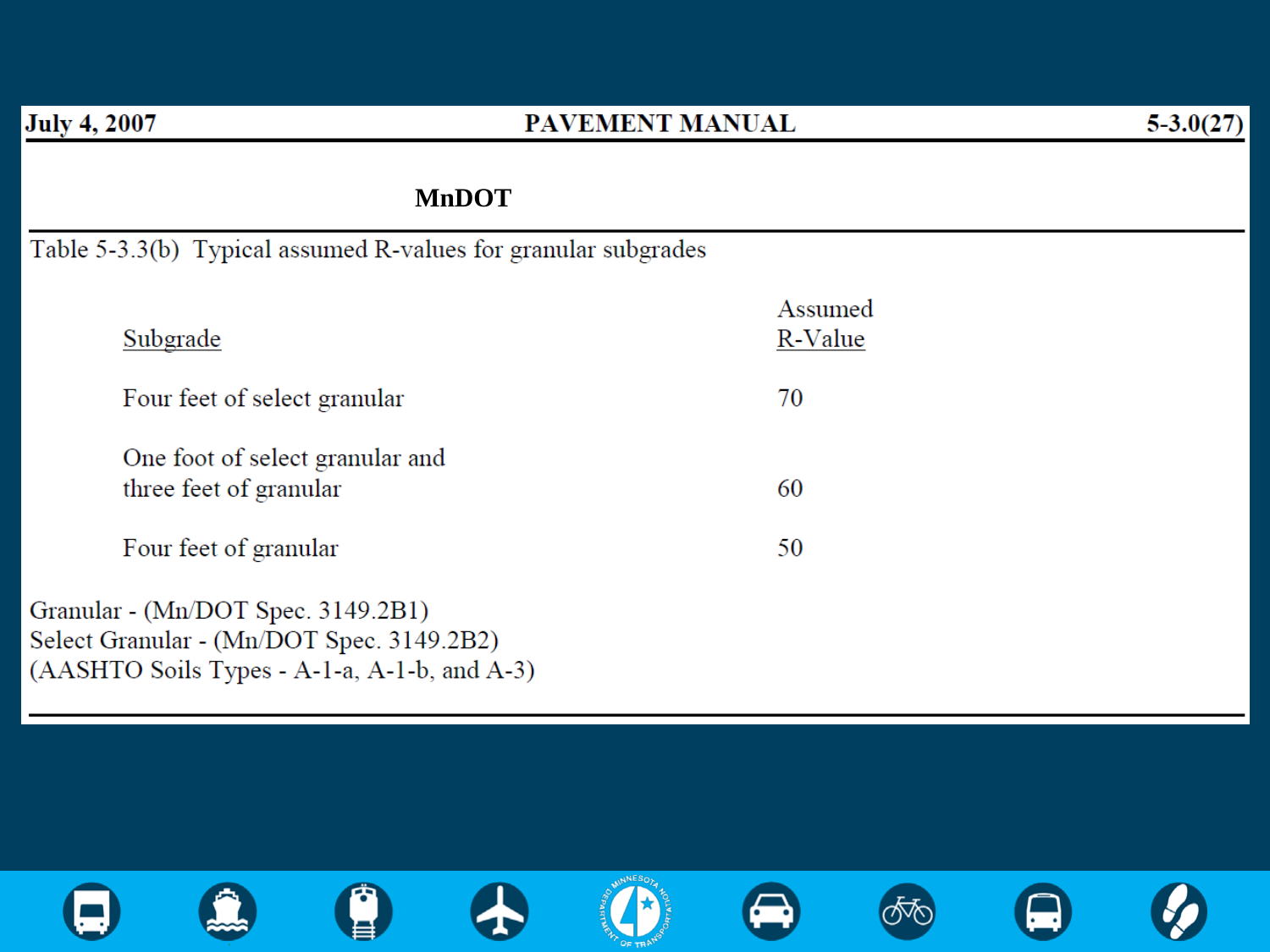**MnDOT**

Table 5-3.3(b) Typical assumed R-values for granular subgrades

| Subgrade | Assumed R-Value |
| --- | --- |
| Four feet of select granular | 70 |
| One foot of select granular and three feet of granular | 60 |
| Four feet of granular | 50 |

Granular - (Mn/DOT Spec. 3149.2B1)
Select Granular - (Mn/DOT Spec. 3149.2B2)
(AASHTO Soils Types - A-1-a, A-1-b, and A-3)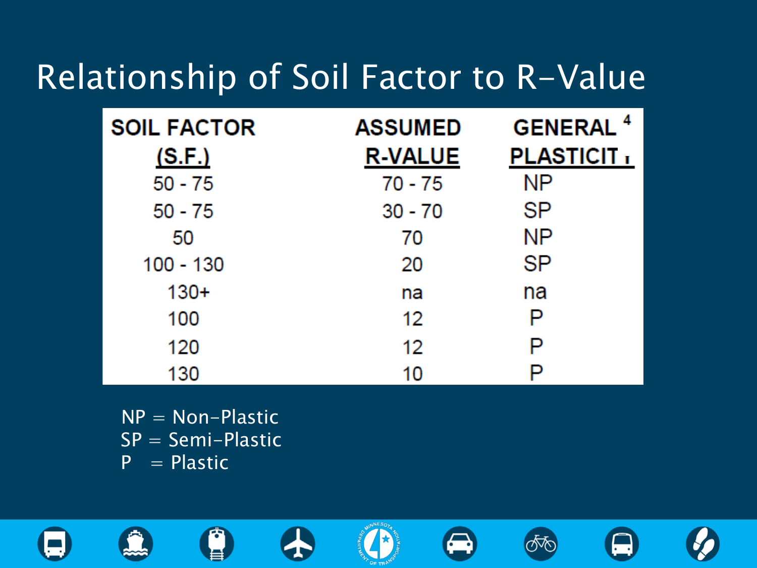# Relationship of Soil Factor to R-Value

| SOIL FACTOR (S.F.) | ASSUMED R-VALUE | GENERAL PLASTICITY [4] |
|---|---|---|
| 50 - 75 | 70 - 75 | NP |
| 50 - 75 | 30 - 70 | SP |
| 50 | 70 | NP |
| 100 - 130 | 20 | SP |
| 130+ | na | na |
| 100 | 12 | P |
| 120 | 12 | P |
| 130 | 10 | P |

NP = Non-Plastic
SP = Semi-Plastic
P = Plastic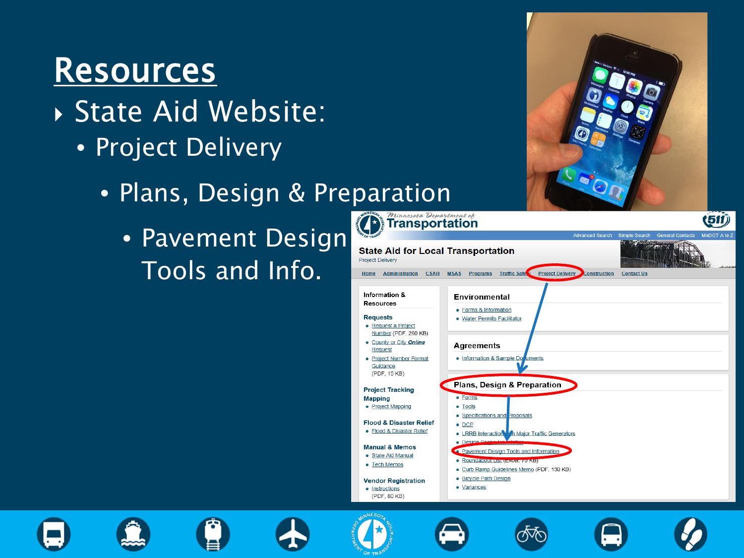# Resources

- State Aid Website:
  - Project Delivery
    - Plans, Design & Preparation
      - Pavement Design Tools and Info.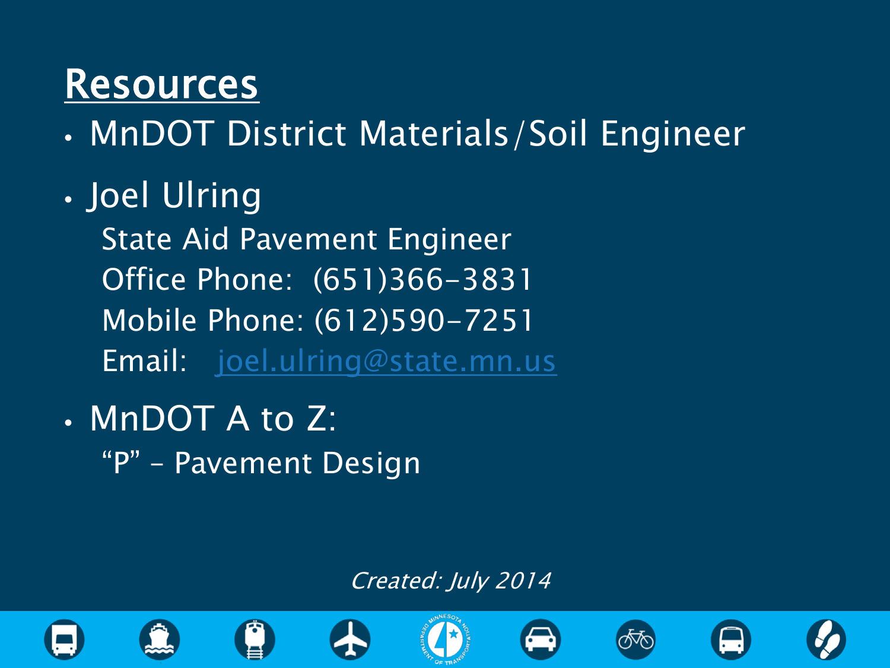## Resources

- MnDOT District Materials/Soil Engineer
- Joel Ulring

  State Aid Pavement Engineer

  Office Phone: (651)366-3831

  Mobile Phone: (612)590-7251

  Email: joel.ulring@state.mn.us
- MnDOT A to Z:

  "P" – Pavement Design

*Created: July 2014*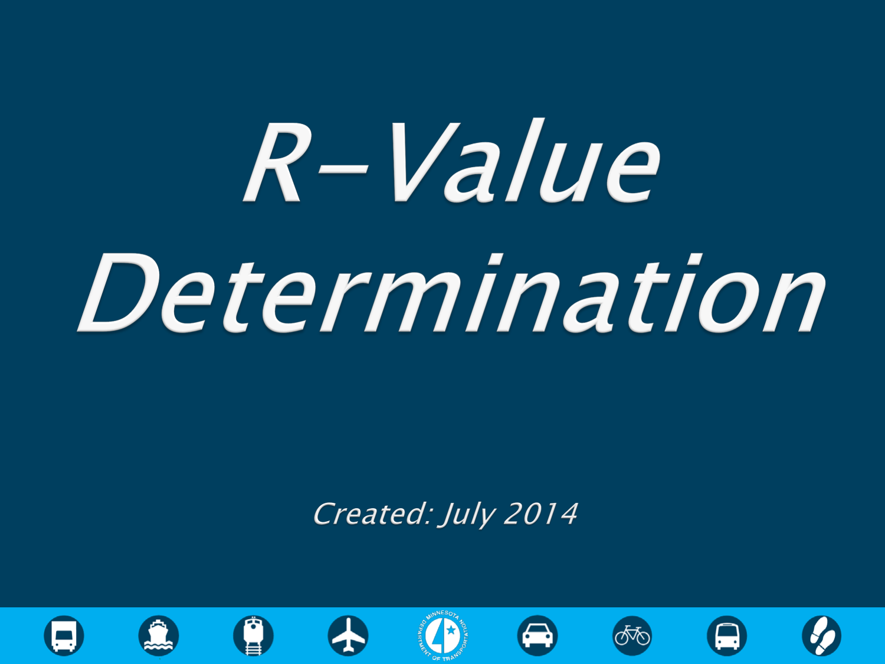# R-Value Determination

*Created: July 2014*